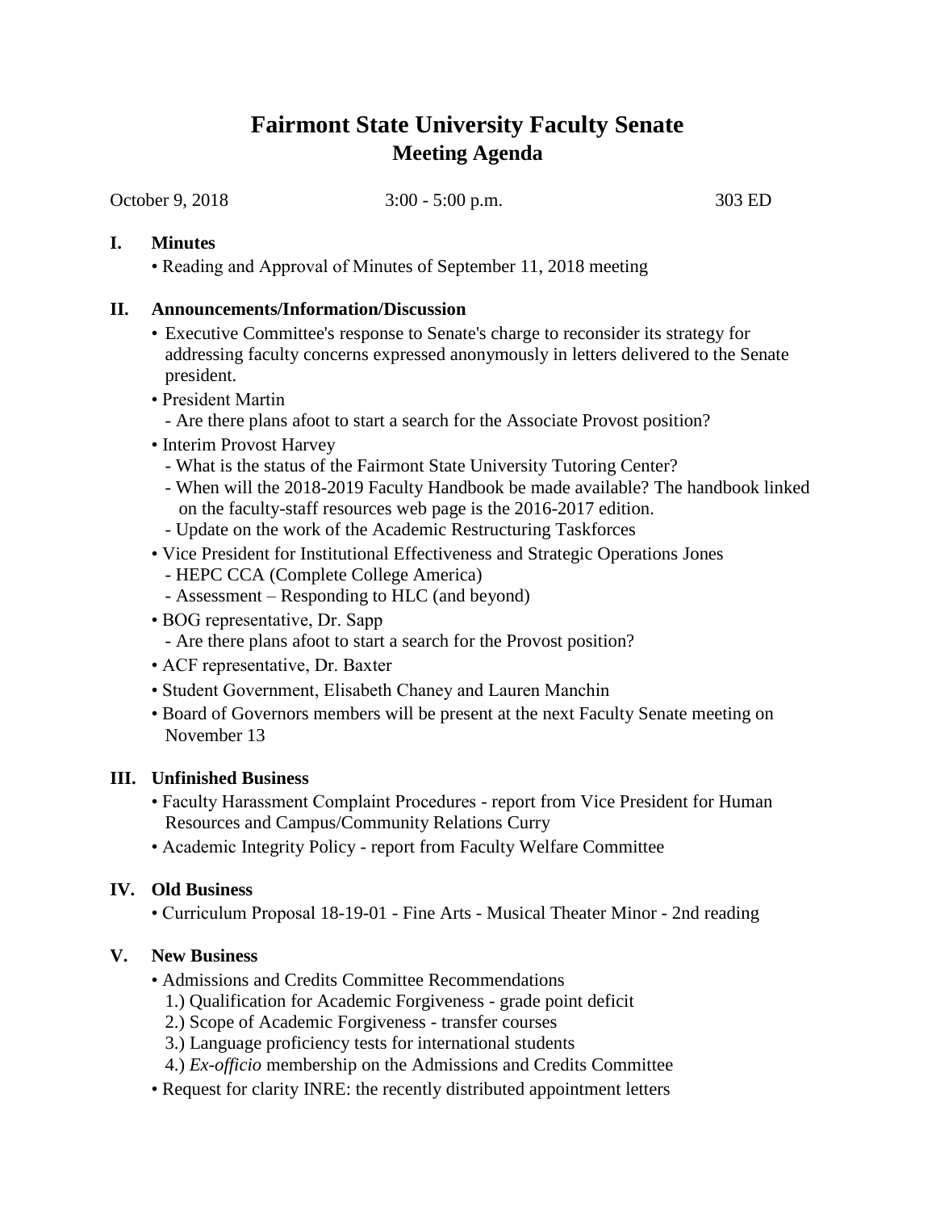# Fairmont State University Faculty Senate
## Meeting Agenda

October 9, 2018 3:00 - 5:00 p.m. 303 ED

### I. Minutes

- Reading and Approval of Minutes of September 11, 2018 meeting

### II. Announcements/Information/Discussion

- Executive Committee's response to Senate's charge to reconsider its strategy for addressing faculty concerns expressed anonymously in letters delivered to the Senate president.
- President Martin
  - Are there plans afoot to start a search for the Associate Provost position?
- Interim Provost Harvey
  - What is the status of the Fairmont State University Tutoring Center?
  - When will the 2018-2019 Faculty Handbook be made available? The handbook linked on the faculty-staff resources web page is the 2016-2017 edition.
  - Update on the work of the Academic Restructuring Taskforces
- Vice President for Institutional Effectiveness and Strategic Operations Jones
  - HEPC CCA (Complete College America)
  - Assessment – Responding to HLC (and beyond)
- BOG representative, Dr. Sapp
  - Are there plans afoot to start a search for the Provost position?
- ACF representative, Dr. Baxter
- Student Government, Elisabeth Chaney and Lauren Manchin
- Board of Governors members will be present at the next Faculty Senate meeting on November 13

### III. Unfinished Business

- Faculty Harassment Complaint Procedures - report from Vice President for Human Resources and Campus/Community Relations Curry
- Academic Integrity Policy - report from Faculty Welfare Committee

### IV. Old Business

- Curriculum Proposal 18-19-01 - Fine Arts - Musical Theater Minor - 2nd reading

### V. New Business

- Admissions and Credits Committee Recommendations
  1.) Qualification for Academic Forgiveness - grade point deficit
  2.) Scope of Academic Forgiveness - transfer courses
  3.) Language proficiency tests for international students
  4.) *Ex-officio* membership on the Admissions and Credits Committee
- Request for clarity INRE: the recently distributed appointment letters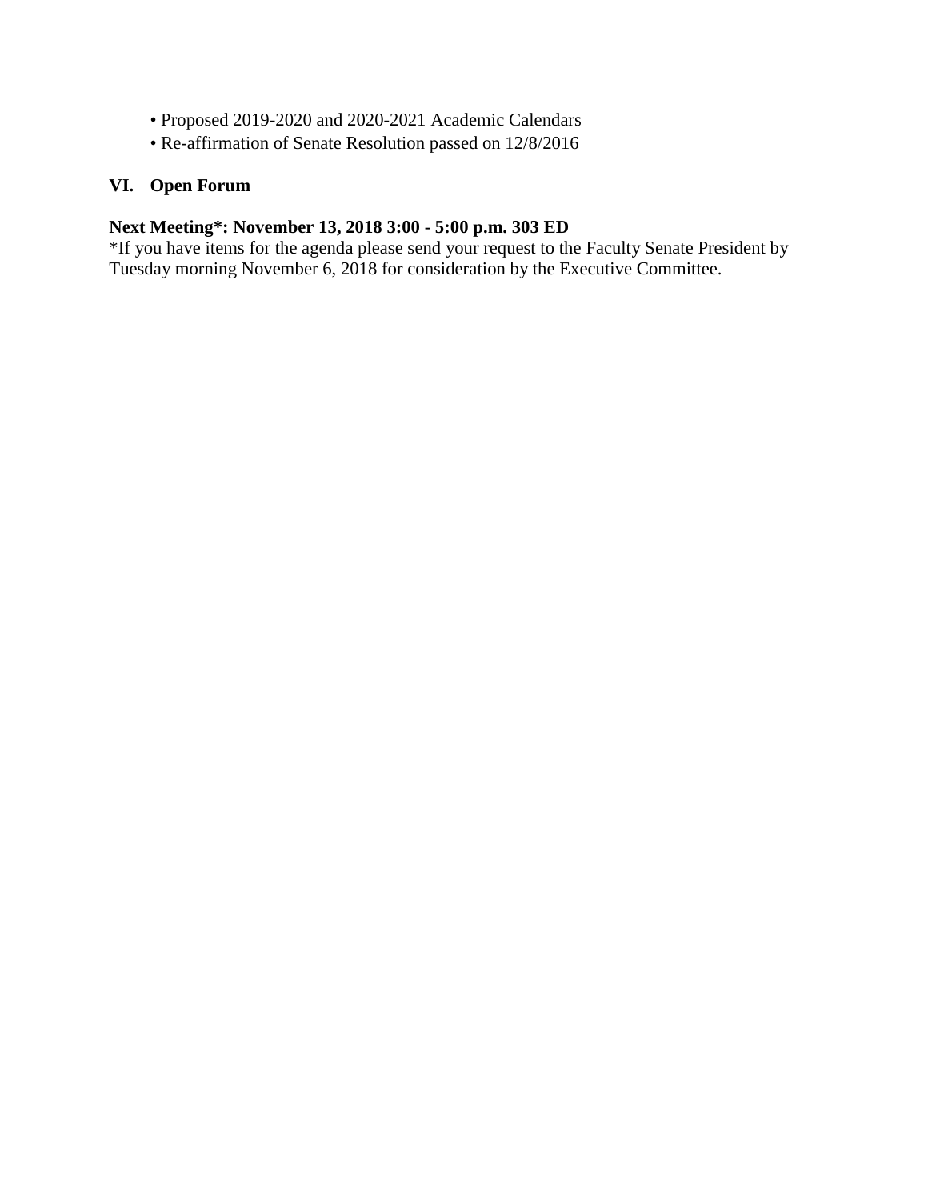- Proposed 2019-2020 and 2020-2021 Academic Calendars
- Re-affirmation of Senate Resolution passed on 12/8/2016

## VI. Open Forum

**Next Meeting*: November 13, 2018 3:00 - 5:00 p.m. 303 ED**

*If you have items for the agenda please send your request to the Faculty Senate President by Tuesday morning November 6, 2018 for consideration by the Executive Committee.